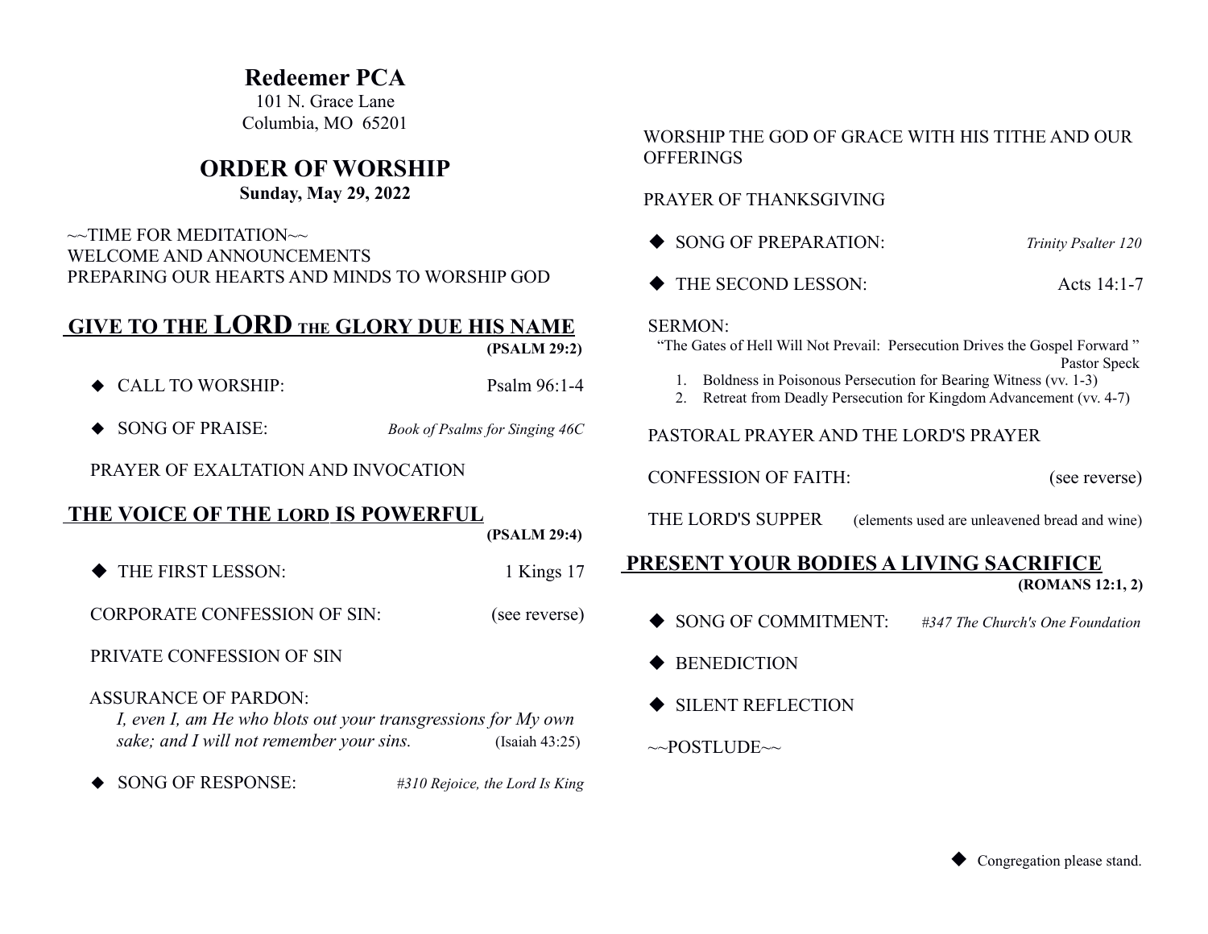# Redeemer PCA

101 N. Grace Lane
Columbia, MO 65201

## ORDER OF WORSHIP

**Sunday, May 29, 2022**

~~TIME FOR MEDITATION~~
WELCOME AND ANNOUNCEMENTS
PREPARING OUR HEARTS AND MINDS TO WORSHIP GOD

## GIVE TO THE LORD THE GLORY DUE HIS NAME

**(PSALM 29:2)**

◆ CALL TO WORSHIP: Psalm 96:1-4

◆ SONG OF PRAISE: *Book of Psalms for Singing 46C*

PRAYER OF EXALTATION AND INVOCATION

## THE VOICE OF THE LORD IS POWERFUL

**(PSALM 29:4)**

◆ THE FIRST LESSON: 1 Kings 17

CORPORATE CONFESSION OF SIN: (see reverse)

PRIVATE CONFESSION OF SIN

ASSURANCE OF PARDON:
*I, even I, am He who blots out your transgressions for My own sake; and I will not remember your sins.* (Isaiah 43:25)

◆ SONG OF RESPONSE: *#310 Rejoice, the Lord Is King*

WORSHIP THE GOD OF GRACE WITH HIS TITHE AND OUR OFFERINGS

PRAYER OF THANKSGIVING

◆ SONG OF PREPARATION: *Trinity Psalter 120*

◆ THE SECOND LESSON: Acts 14:1-7

SERMON:
"The Gates of Hell Will Not Prevail: Persecution Drives the Gospel Forward "
Pastor Speck

1. Boldness in Poisonous Persecution for Bearing Witness (vv. 1-3)
2. Retreat from Deadly Persecution for Kingdom Advancement (vv. 4-7)

PASTORAL PRAYER AND THE LORD'S PRAYER

CONFESSION OF FAITH: (see reverse)

THE LORD'S SUPPER (elements used are unleavened bread and wine)

## PRESENT YOUR BODIES A LIVING SACRIFICE

**(ROMANS 12:1, 2)**

◆ SONG OF COMMITMENT: *#347 The Church's One Foundation*

◆ BENEDICTION

◆ SILENT REFLECTION

~~POSTLUDE~~

◆ Congregation please stand.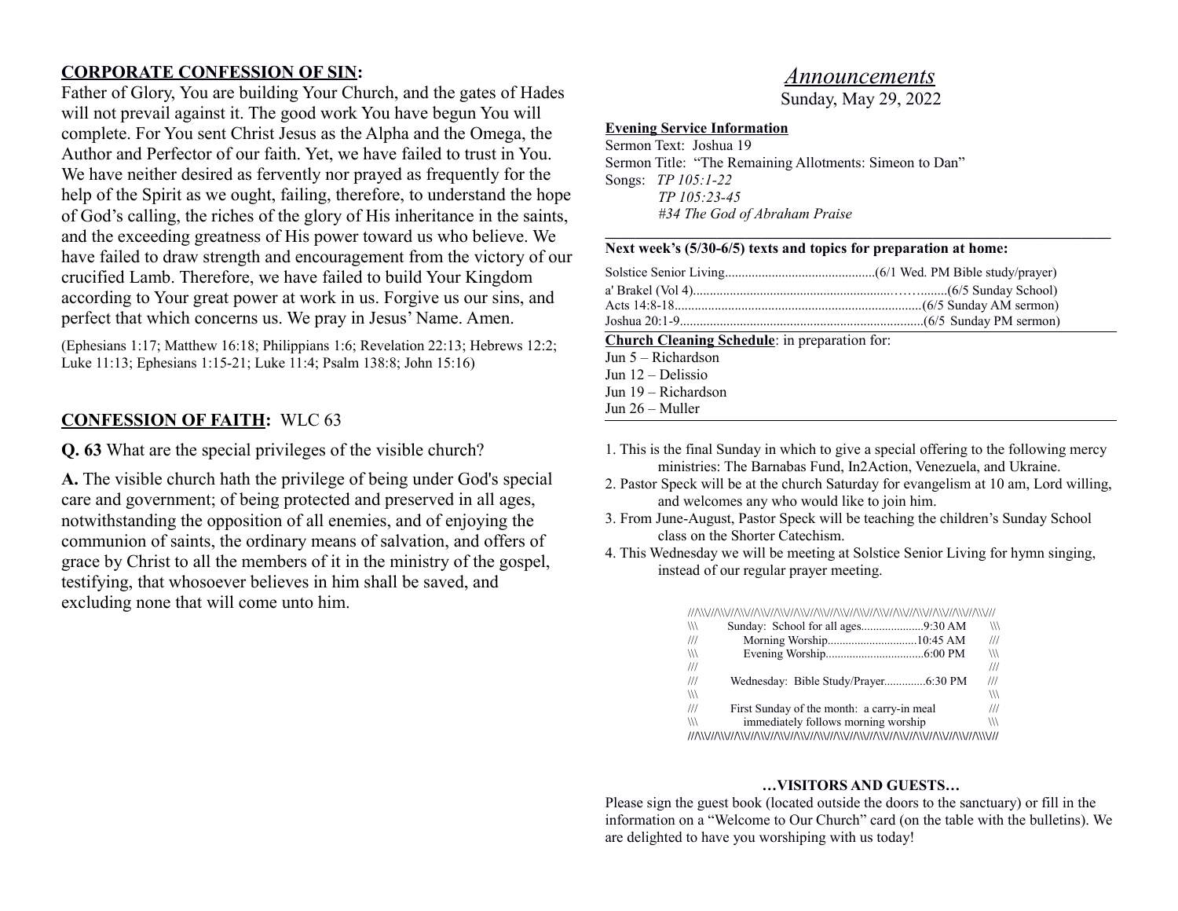**CORPORATE CONFESSION OF SIN:**

Father of Glory, You are building Your Church, and the gates of Hades will not prevail against it. The good work You have begun You will complete. For You sent Christ Jesus as the Alpha and the Omega, the Author and Perfector of our faith. Yet, we have failed to trust in You. We have neither desired as fervently nor prayed as frequently for the help of the Spirit as we ought, failing, therefore, to understand the hope of God's calling, the riches of the glory of His inheritance in the saints, and the exceeding greatness of His power toward us who believe. We have failed to draw strength and encouragement from the victory of our crucified Lamb. Therefore, we have failed to build Your Kingdom according to Your great power at work in us. Forgive us our sins, and perfect that which concerns us. We pray in Jesus' Name. Amen.

(Ephesians 1:17; Matthew 16:18; Philippians 1:6; Revelation 22:13; Hebrews 12:2; Luke 11:13; Ephesians 1:15-21; Luke 11:4; Psalm 138:8; John 15:16)

**CONFESSION OF FAITH:** WLC 63

**Q. 63** What are the special privileges of the visible church?

**A.** The visible church hath the privilege of being under God's special care and government; of being protected and preserved in all ages, notwithstanding the opposition of all enemies, and of enjoying the communion of saints, the ordinary means of salvation, and offers of grace by Christ to all the members of it in the ministry of the gospel, testifying, that whosoever believes in him shall be saved, and excluding none that will come unto him.

# *Announcements*

Sunday, May 29, 2022

**Evening Service Information**

Sermon Text: Joshua 19
Sermon Title: "The Remaining Allotments: Simeon to Dan"
Songs: *TP 105:1-22*
*TP 105:23-45*
*#34 The God of Abraham Praise*

**Next week's (5/30-6/5) texts and topics for preparation at home:**

Solstice Senior Living..............................................(6/1 Wed. PM Bible study/prayer)
a' Brakel (Vol 4)..............................................................(6/5 Sunday School)
Acts 14:8-18..........................................................................(6/5 Sunday AM sermon)
Joshua 20:1-9.........................................................................(6/5 Sunday PM sermon)

**Church Cleaning Schedule**: in preparation for:
Jun 5 – Richardson
Jun 12 – Delissio
Jun 19 – Richardson
Jun 26 – Muller

1. This is the final Sunday in which to give a special offering to the following mercy ministries: The Barnabas Fund, In2Action, Venezuela, and Ukraine.
2. Pastor Speck will be at the church Saturday for evangelism at 10 am, Lord willing, and welcomes any who would like to join him.
3. From June-August, Pastor Speck will be teaching the children's Sunday School class on the Shorter Catechism.
4. This Wednesday we will be meeting at Solstice Senior Living for hymn singing, instead of our regular prayer meeting.

Sunday: School for all ages.....................9:30 AM
Morning Worship..............................10:45 AM
Evening Worship.................................6:00 PM

Wednesday: Bible Study/Prayer..............6:30 PM

First Sunday of the month: a carry-in meal immediately follows morning worship

**…VISITORS AND GUESTS…**

Please sign the guest book (located outside the doors to the sanctuary) or fill in the information on a "Welcome to Our Church" card (on the table with the bulletins). We are delighted to have you worshiping with us today!